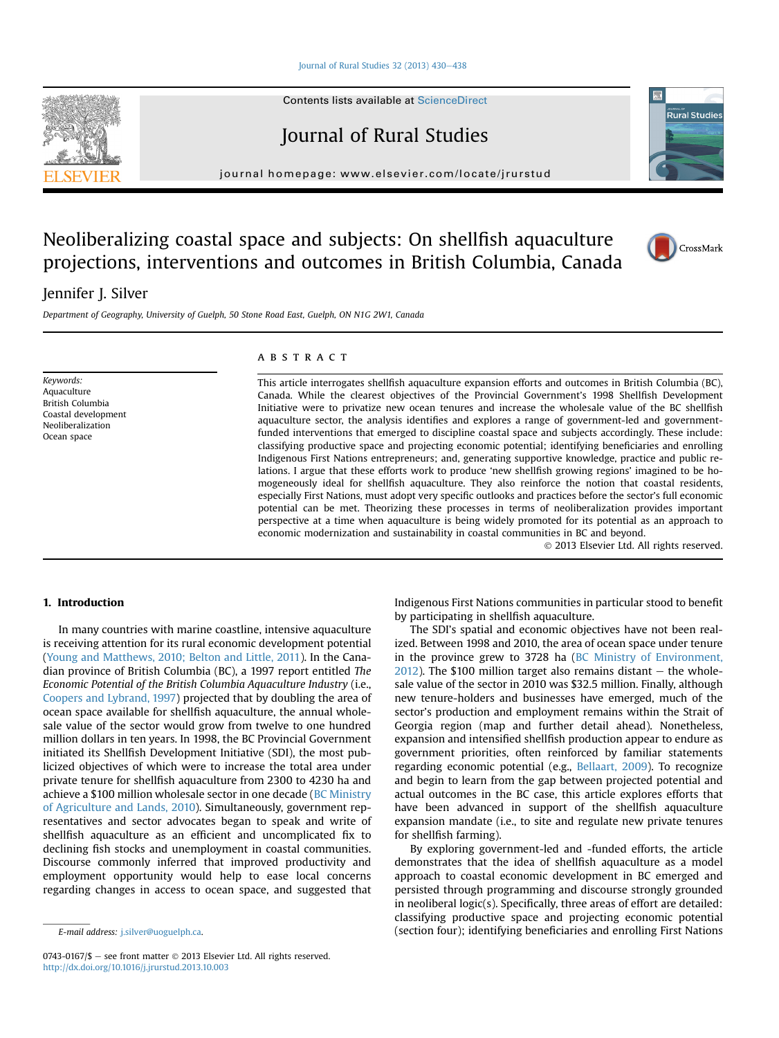Contents lists available at ScienceDirect

# Journal of Rural Studies

journal homepage: www.elsevier.com/locate/jrurstud

# Neoliberalizing coastal space and subjects: On shellfish aquaculture projections, interventions and outcomes in British Columbia, Canada

Jennifer J. Silver

*Department of Geography, University of Guelph, 50 Stone Road East, Guelph, ON N1G 2W1, Canada*

**Keywords:**
Aquaculture
British Columbia
Coastal development
Neoliberalization
Ocean space

## ABSTRACT

This article interrogates shellfish aquaculture expansion efforts and outcomes in British Columbia (BC), Canada. While the clearest objectives of the Provincial Government's 1998 Shellfish Development Initiative were to privatize new ocean tenures and increase the wholesale value of the BC shellfish aquaculture sector, the analysis identifies and explores a range of government-led and government-funded interventions that emerged to discipline coastal space and subjects accordingly. These include: classifying productive space and projecting economic potential; identifying beneficiaries and enrolling Indigenous First Nations entrepreneurs; and, generating supportive knowledge, practice and public relations. I argue that these efforts work to produce 'new shellfish growing regions' imagined to be homogeneously ideal for shellfish aquaculture. They also reinforce the notion that coastal residents, especially First Nations, must adopt very specific outlooks and practices before the sector's full economic potential can be met. Theorizing these processes in terms of neoliberalization provides important perspective at a time when aquaculture is being widely promoted for its potential as an approach to economic modernization and sustainability in coastal communities in BC and beyond.

© 2013 Elsevier Ltd. All rights reserved.

## 1. Introduction

In many countries with marine coastline, intensive aquaculture is receiving attention for its rural economic development potential (Young and Matthews, 2010; Belton and Little, 2011). In the Canadian province of British Columbia (BC), a 1997 report entitled *The Economic Potential of the British Columbia Aquaculture Industry* (i.e., Coopers and Lybrand, 1997) projected that by doubling the area of ocean space available for shellfish aquaculture, the annual wholesale value of the sector would grow from twelve to one hundred million dollars in ten years. In 1998, the BC Provincial Government initiated its Shellfish Development Initiative (SDI), the most publicized objectives of which were to increase the total area under private tenure for shellfish aquaculture from 2300 to 4230 ha and achieve a $100 million wholesale sector in one decade (BC Ministry of Agriculture and Lands, 2010). Simultaneously, government representatives and sector advocates began to speak and write of shellfish aquaculture as an efficient and uncomplicated fix to declining fish stocks and unemployment in coastal communities. Discourse commonly inferred that improved productivity and employment opportunity would help to ease local concerns regarding changes in access to ocean space, and suggested that Indigenous First Nations communities in particular stood to benefit by participating in shellfish aquaculture.

The SDI's spatial and economic objectives have not been realized. Between 1998 and 2010, the area of ocean space under tenure in the province grew to 3728 ha (BC Ministry of Environment, 2012). The $100 million target also remains distant – the wholesale value of the sector in 2010 was $32.5 million. Finally, although new tenure-holders and businesses have emerged, much of the sector's production and employment remains within the Strait of Georgia region (map and further detail ahead). Nonetheless, expansion and intensified shellfish production appear to endure as government priorities, often reinforced by familiar statements regarding economic potential (e.g., Bellaart, 2009). To recognize and begin to learn from the gap between projected potential and actual outcomes in the BC case, this article explores efforts that have been advanced in support of the shellfish aquaculture expansion mandate (i.e., to site and regulate new private tenures for shellfish farming).

By exploring government-led and -funded efforts, the article demonstrates that the idea of shellfish aquaculture as a model approach to coastal economic development in BC emerged and persisted through programming and discourse strongly grounded in neoliberal logic(s). Specifically, three areas of effort are detailed: classifying productive space and projecting economic potential (section four); identifying beneficiaries and enrolling First Nations

E-mail address: j.silver@uoguelph.ca.

0743-0167/$ – see front matter © 2013 Elsevier Ltd. All rights reserved.
http://dx.doi.org/10.1016/j.jrurstud.2013.10.003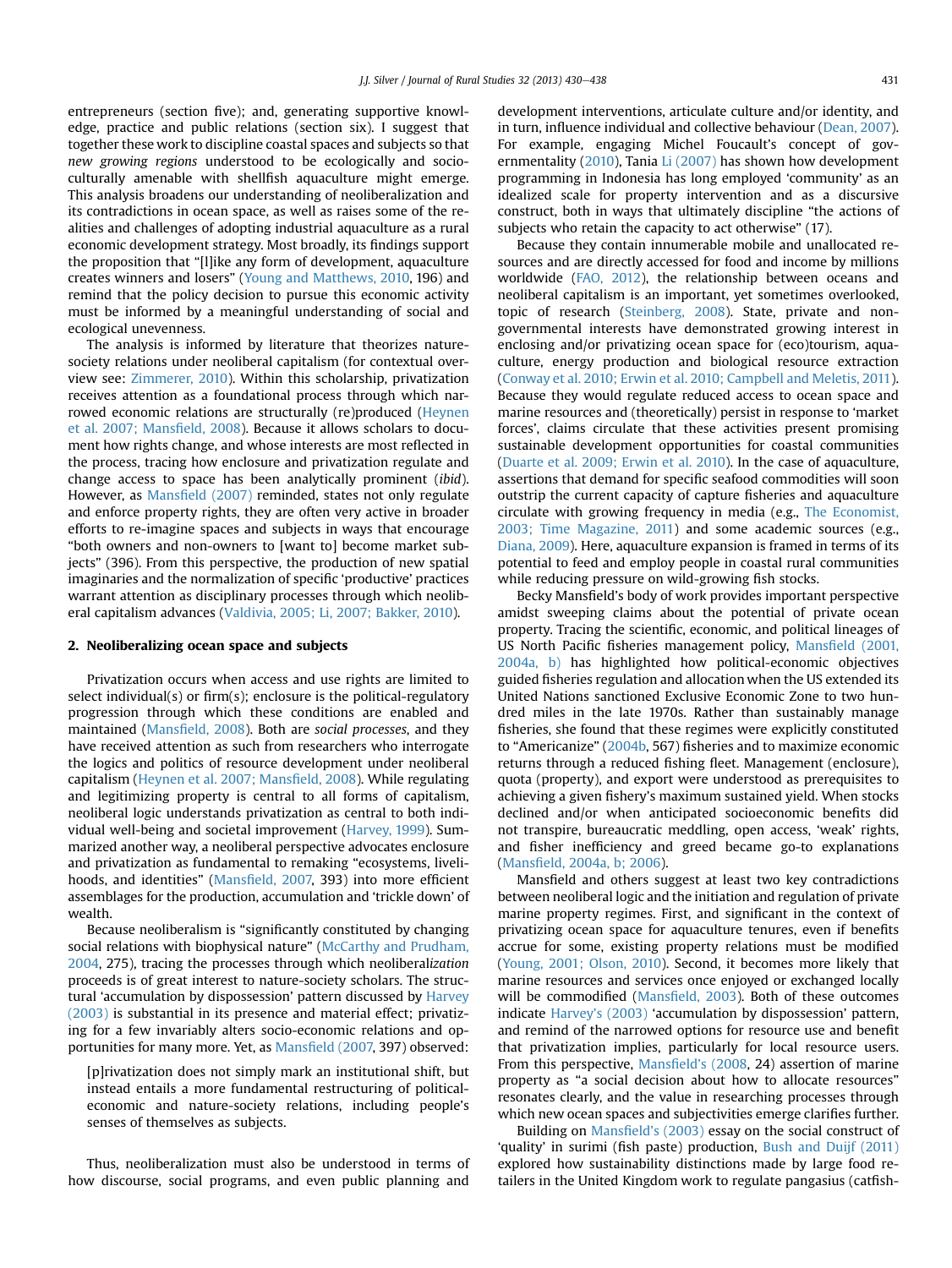entrepreneurs (section five); and, generating supportive knowledge, practice and public relations (section six). I suggest that together these work to discipline coastal spaces and subjects so that *new growing regions* understood to be ecologically and socio-culturally amenable with shellfish aquaculture might emerge. This analysis broadens our understanding of neoliberalization and its contradictions in ocean space, as well as raises some of the realities and challenges of adopting industrial aquaculture as a rural economic development strategy. Most broadly, its findings support the proposition that "[l]ike any form of development, aquaculture creates winners and losers" (Young and Matthews, 2010, 196) and remind that the policy decision to pursue this economic activity must be informed by a meaningful understanding of social and ecological unevenness.

The analysis is informed by literature that theorizes nature-society relations under neoliberal capitalism (for contextual overview see: Zimmerer, 2010). Within this scholarship, privatization receives attention as a foundational process through which narrowed economic relations are structurally (re)produced (Heynen et al. 2007; Mansfield, 2008). Because it allows scholars to document how rights change, and whose interests are most reflected in the process, tracing how enclosure and privatization regulate and change access to space has been analytically prominent (*ibid*). However, as Mansfield (2007) reminded, states not only regulate and enforce property rights, they are often very active in broader efforts to re-imagine spaces and subjects in ways that encourage "both owners and non-owners to [want to] become market subjects" (396). From this perspective, the production of new spatial imaginaries and the normalization of specific 'productive' practices warrant attention as disciplinary processes through which neoliberal capitalism advances (Valdivia, 2005; Li, 2007; Bakker, 2010).

## 2. Neoliberalizing ocean space and subjects

Privatization occurs when access and use rights are limited to select individual(s) or firm(s); enclosure is the political-regulatory progression through which these conditions are enabled and maintained (Mansfield, 2008). Both are *social processes*, and they have received attention as such from researchers who interrogate the logics and politics of resource development under neoliberal capitalism (Heynen et al. 2007; Mansfield, 2008). While regulating and legitimizing property is central to all forms of capitalism, neoliberal logic understands privatization as central to both individual well-being and societal improvement (Harvey, 1999). Summarized another way, a neoliberal perspective advocates enclosure and privatization as fundamental to remaking "ecosystems, livelihoods, and identities" (Mansfield, 2007, 393) into more efficient assemblages for the production, accumulation and 'trickle down' of wealth.

Because neoliberalism is "significantly constituted by changing social relations with biophysical nature" (McCarthy and Prudham, 2004, 275), tracing the processes through which neoliberal*ization* proceeds is of great interest to nature-society scholars. The structural 'accumulation by dispossession' pattern discussed by Harvey (2003) is substantial in its presence and material effect; privatizing for a few invariably alters socio-economic relations and opportunities for many more. Yet, as Mansfield (2007, 397) observed:

> [p]rivatization does not simply mark an institutional shift, but instead entails a more fundamental restructuring of political-economic and nature-society relations, including people's senses of themselves as subjects.

Thus, neoliberalization must also be understood in terms of how discourse, social programs, and even public planning and development interventions, articulate culture and/or identity, and in turn, influence individual and collective behaviour (Dean, 2007). For example, engaging Michel Foucault's concept of governmentality (2010), Tania Li (2007) has shown how development programming in Indonesia has long employed 'community' as an idealized scale for property intervention and as a discursive construct, both in ways that ultimately discipline "the actions of subjects who retain the capacity to act otherwise" (17).

Because they contain innumerable mobile and unallocated resources and are directly accessed for food and income by millions worldwide (FAO, 2012), the relationship between oceans and neoliberal capitalism is an important, yet sometimes overlooked, topic of research (Steinberg, 2008). State, private and non-governmental interests have demonstrated growing interest in enclosing and/or privatizing ocean space for (eco)tourism, aquaculture, energy production and biological resource extraction (Conway et al. 2010; Erwin et al. 2010; Campbell and Meletis, 2011). Because they would regulate reduced access to ocean space and marine resources and (theoretically) persist in response to 'market forces', claims circulate that these activities present promising sustainable development opportunities for coastal communities (Duarte et al. 2009; Erwin et al. 2010). In the case of aquaculture, assertions that demand for specific seafood commodities will soon outstrip the current capacity of capture fisheries and aquaculture circulate with growing frequency in media (e.g., The Economist, 2003; Time Magazine, 2011) and some academic sources (e.g., Diana, 2009). Here, aquaculture expansion is framed in terms of its potential to feed and employ people in coastal rural communities while reducing pressure on wild-growing fish stocks.

Becky Mansfield's body of work provides important perspective amidst sweeping claims about the potential of private ocean property. Tracing the scientific, economic, and political lineages of US North Pacific fisheries management policy, Mansfield (2001, 2004a, b) has highlighted how political-economic objectives guided fisheries regulation and allocation when the US extended its United Nations sanctioned Exclusive Economic Zone to two hundred miles in the late 1970s. Rather than sustainably manage fisheries, she found that these regimes were explicitly constituted to "Americanize" (2004b, 567) fisheries and to maximize economic returns through a reduced fishing fleet. Management (enclosure), quota (property), and export were understood as prerequisites to achieving a given fishery's maximum sustained yield. When stocks declined and/or when anticipated socioeconomic benefits did not transpire, bureaucratic meddling, open access, 'weak' rights, and fisher inefficiency and greed became go-to explanations (Mansfield, 2004a, b; 2006).

Mansfield and others suggest at least two key contradictions between neoliberal logic and the initiation and regulation of private marine property regimes. First, and significant in the context of privatizing ocean space for aquaculture tenures, even if benefits accrue for some, existing property relations must be modified (Young, 2001; Olson, 2010). Second, it becomes more likely that marine resources and services once enjoyed or exchanged locally will be commodified (Mansfield, 2003). Both of these outcomes indicate Harvey's (2003) 'accumulation by dispossession' pattern, and remind of the narrowed options for resource use and benefit that privatization implies, particularly for local resource users. From this perspective, Mansfield's (2008, 24) assertion of marine property as "a social decision about how to allocate resources" resonates clearly, and the value in researching processes through which new ocean spaces and subjectivities emerge clarifies further.

Building on Mansfield's (2003) essay on the social construct of 'quality' in surimi (fish paste) production, Bush and Duijf (2011) explored how sustainability distinctions made by large food retailers in the United Kingdom work to regulate pangasius (catfish-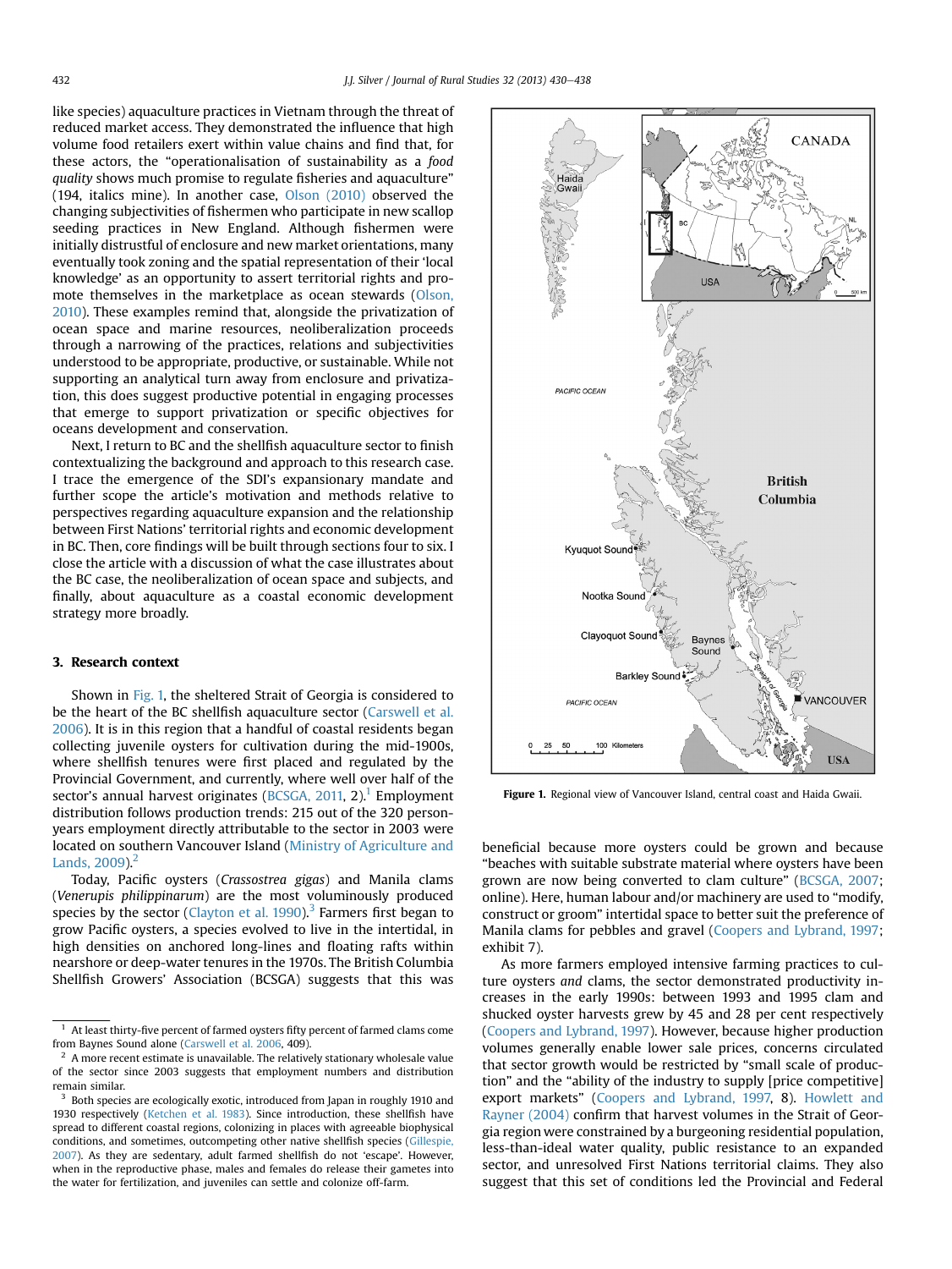like species) aquaculture practices in Vietnam through the threat of reduced market access. They demonstrated the influence that high volume food retailers exert within value chains and find that, for these actors, the "operationalisation of sustainability as a *food quality* shows much promise to regulate fisheries and aquaculture" (194, italics mine). In another case, Olson (2010) observed the changing subjectivities of fishermen who participate in new scallop seeding practices in New England. Although fishermen were initially distrustful of enclosure and new market orientations, many eventually took zoning and the spatial representation of their 'local knowledge' as an opportunity to assert territorial rights and promote themselves in the marketplace as ocean stewards (Olson, 2010). These examples remind that, alongside the privatization of ocean space and marine resources, neoliberalization proceeds through a narrowing of the practices, relations and subjectivities understood to be appropriate, productive, or sustainable. While not supporting an analytical turn away from enclosure and privatization, this does suggest productive potential in engaging processes that emerge to support privatization or specific objectives for oceans development and conservation.

Next, I return to BC and the shellfish aquaculture sector to finish contextualizing the background and approach to this research case. I trace the emergence of the SDI's expansionary mandate and further scope the article's motivation and methods relative to perspectives regarding aquaculture expansion and the relationship between First Nations' territorial rights and economic development in BC. Then, core findings will be built through sections four to six. I close the article with a discussion of what the case illustrates about the BC case, the neoliberalization of ocean space and subjects, and finally, about aquaculture as a coastal economic development strategy more broadly.

## 3. Research context

Shown in Fig. 1, the sheltered Strait of Georgia is considered to be the heart of the BC shellfish aquaculture sector (Carswell et al. 2006). It is in this region that a handful of coastal residents began collecting juvenile oysters for cultivation during the mid-1900s, where shellfish tenures were first placed and regulated by the Provincial Government, and currently, where well over half of the sector's annual harvest originates (BCSGA, 2011, 2).[1] Employment distribution follows production trends: 215 out of the 320 person-years employment directly attributable to the sector in 2003 were located on southern Vancouver Island (Ministry of Agriculture and Lands, 2009).[2]

Today, Pacific oysters (*Crassostrea gigas*) and Manila clams (*Venerupis philippinarum*) are the most voluminously produced species by the sector (Clayton et al. 1990).[3] Farmers first began to grow Pacific oysters, a species evolved to live in the intertidal, in high densities on anchored long-lines and floating rafts within nearshore or deep-water tenures in the 1970s. The British Columbia Shellfish Growers' Association (BCSGA) suggests that this was beneficial because more oysters could be grown and because "beaches with suitable substrate material where oysters have been grown are now being converted to clam culture" (BCSGA, 2007; online). Here, human labour and/or machinery are used to "modify, construct or groom" intertidal space to better suit the preference of Manila clams for pebbles and gravel (Coopers and Lybrand, 1997; exhibit 7).

As more farmers employed intensive farming practices to culture oysters *and* clams, the sector demonstrated productivity increases in the early 1990s: between 1993 and 1995 clam and shucked oyster harvests grew by 45 and 28 per cent respectively (Coopers and Lybrand, 1997). However, because higher production volumes generally enable lower sale prices, concerns circulated that sector growth would be restricted by "small scale of production" and the "ability of the industry to supply [price competitive] export markets" (Coopers and Lybrand, 1997, 8). Howlett and Rayner (2004) confirm that harvest volumes in the Strait of Georgia region were constrained by a burgeoning residential population, less-than-ideal water quality, public resistance to an expanded sector, and unresolved First Nations territorial claims. They also suggest that this set of conditions led the Provincial and Federal

**Figure 1.** Regional view of Vancouver Island, central coast and Haida Gwaii.

---

[1] At least thirty-five percent of farmed oysters fifty percent of farmed clams come from Baynes Sound alone (Carswell et al. 2006, 409).

[2] A more recent estimate is unavailable. The relatively stationary wholesale value of the sector since 2003 suggests that employment numbers and distribution remain similar.

[3] Both species are ecologically exotic, introduced from Japan in roughly 1910 and 1930 respectively (Ketchen et al. 1983). Since introduction, these shellfish have spread to different coastal regions, colonizing in places with agreeable biophysical conditions, and sometimes, outcompeting other native shellfish species (Gillespie, 2007). As they are sedentary, adult farmed shellfish do not 'escape'. However, when in the reproductive phase, males and females do release their gametes into the water for fertilization, and juveniles can settle and colonize off-farm.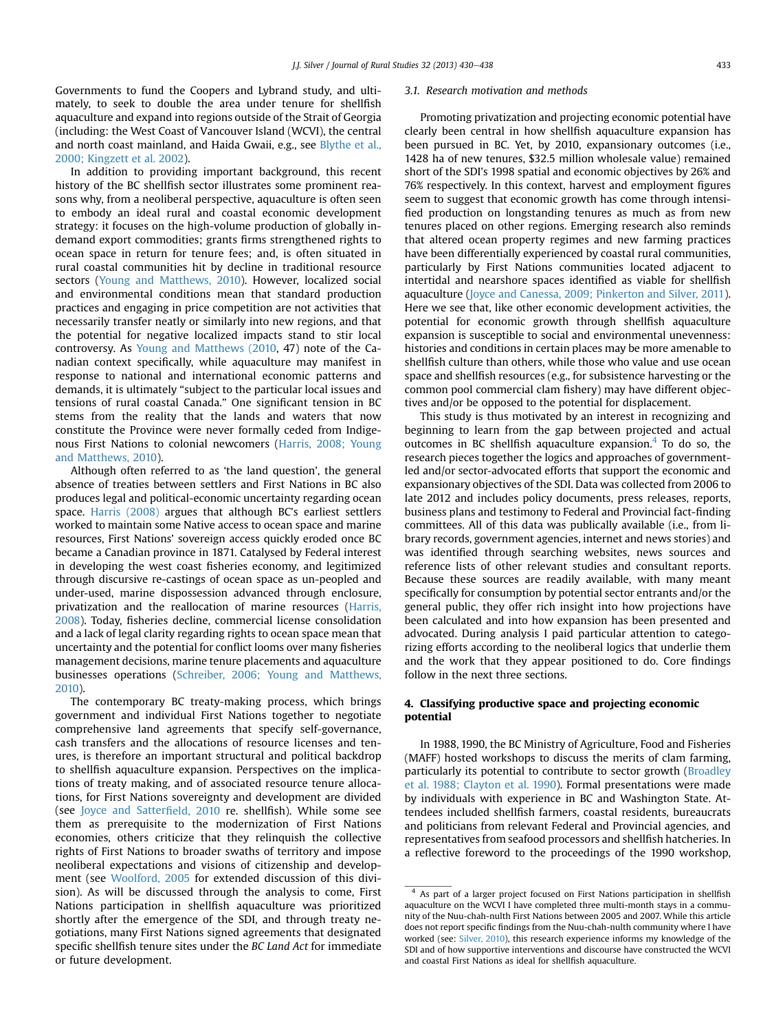Governments to fund the Coopers and Lybrand study, and ultimately, to seek to double the area under tenure for shellfish aquaculture and expand into regions outside of the Strait of Georgia (including: the West Coast of Vancouver Island (WCVI), the central and north coast mainland, and Haida Gwaii, e.g., see Blythe et al., 2000; Kingzett et al. 2002).

In addition to providing important background, this recent history of the BC shellfish sector illustrates some prominent reasons why, from a neoliberal perspective, aquaculture is often seen to embody an ideal rural and coastal economic development strategy: it focuses on the high-volume production of globally in-demand export commodities; grants firms strengthened rights to ocean space in return for tenure fees; and, is often situated in rural coastal communities hit by decline in traditional resource sectors (Young and Matthews, 2010). However, localized social and environmental conditions mean that standard production practices and engaging in price competition are not activities that necessarily transfer neatly or similarly into new regions, and that the potential for negative localized impacts stand to stir local controversy. As Young and Matthews (2010, 47) note of the Canadian context specifically, while aquaculture may manifest in response to national and international economic patterns and demands, it is ultimately "subject to the particular local issues and tensions of rural coastal Canada." One significant tension in BC stems from the reality that the lands and waters that now constitute the Province were never formally ceded from Indigenous First Nations to colonial newcomers (Harris, 2008; Young and Matthews, 2010).

Although often referred to as 'the land question', the general absence of treaties between settlers and First Nations in BC also produces legal and political-economic uncertainty regarding ocean space. Harris (2008) argues that although BC's earliest settlers worked to maintain some Native access to ocean space and marine resources, First Nations' sovereign access quickly eroded once BC became a Canadian province in 1871. Catalysed by Federal interest in developing the west coast fisheries economy, and legitimized through discursive re-castings of ocean space as un-peopled and under-used, marine dispossession advanced through enclosure, privatization and the reallocation of marine resources (Harris, 2008). Today, fisheries decline, commercial license consolidation and a lack of legal clarity regarding rights to ocean space mean that uncertainty and the potential for conflict looms over many fisheries management decisions, marine tenure placements and aquaculture businesses operations (Schreiber, 2006; Young and Matthews, 2010).

The contemporary BC treaty-making process, which brings government and individual First Nations together to negotiate comprehensive land agreements that specify self-governance, cash transfers and the allocations of resource licenses and tenures, is therefore an important structural and political backdrop to shellfish aquaculture expansion. Perspectives on the implications of treaty making, and of associated resource tenure allocations, for First Nations sovereignty and development are divided (see Joyce and Satterfield, 2010 re. shellfish). While some see them as prerequisite to the modernization of First Nations economies, others criticize that they relinquish the collective rights of First Nations to broader swaths of territory and impose neoliberal expectations and visions of citizenship and development (see Woolford, 2005 for extended discussion of this division). As will be discussed through the analysis to come, First Nations participation in shellfish aquaculture was prioritized shortly after the emergence of the SDI, and through treaty negotiations, many First Nations signed agreements that designated specific shellfish tenure sites under the *BC Land Act* for immediate or future development.

### 3.1. Research motivation and methods

Promoting privatization and projecting economic potential have clearly been central in how shellfish aquaculture expansion has been pursued in BC. Yet, by 2010, expansionary outcomes (i.e., 1428 ha of new tenures, $32.5 million wholesale value) remained short of the SDI's 1998 spatial and economic objectives by 26% and 76% respectively. In this context, harvest and employment figures seem to suggest that economic growth has come through intensified production on longstanding tenures as much as from new tenures placed on other regions. Emerging research also reminds that altered ocean property regimes and new farming practices have been differentially experienced by coastal rural communities, particularly by First Nations communities located adjacent to intertidal and nearshore spaces identified as viable for shellfish aquaculture (Joyce and Canessa, 2009; Pinkerton and Silver, 2011). Here we see that, like other economic development activities, the potential for economic growth through shellfish aquaculture expansion is susceptible to social and environmental unevenness: histories and conditions in certain places may be more amenable to shellfish culture than others, while those who value and use ocean space and shellfish resources (e.g., for subsistence harvesting or the common pool commercial clam fishery) may have different objectives and/or be opposed to the potential for displacement.

This study is thus motivated by an interest in recognizing and beginning to learn from the gap between projected and actual outcomes in BC shellfish aquaculture expansion.[4] To do so, the research pieces together the logics and approaches of government-led and/or sector-advocated efforts that support the economic and expansionary objectives of the SDI. Data was collected from 2006 to late 2012 and includes policy documents, press releases, reports, business plans and testimony to Federal and Provincial fact-finding committees. All of this data was publically available (i.e., from library records, government agencies, internet and news stories) and was identified through searching websites, news sources and reference lists of other relevant studies and consultant reports. Because these sources are readily available, with many meant specifically for consumption by potential sector entrants and/or the general public, they offer rich insight into how projections have been calculated and into how expansion has been presented and advocated. During analysis I paid particular attention to categorizing efforts according to the neoliberal logics that underlie them and the work that they appear positioned to do. Core findings follow in the next three sections.

## 4. Classifying productive space and projecting economic potential

In 1988, 1990, the BC Ministry of Agriculture, Food and Fisheries (MAFF) hosted workshops to discuss the merits of clam farming, particularly its potential to contribute to sector growth (Broadley et al. 1988; Clayton et al. 1990). Formal presentations were made by individuals with experience in BC and Washington State. Attendees included shellfish farmers, coastal residents, bureaucrats and politicians from relevant Federal and Provincial agencies, and representatives from seafood processors and shellfish hatcheries. In a reflective foreword to the proceedings of the 1990 workshop,

[4] As part of a larger project focused on First Nations participation in shellfish aquaculture on the WCVI I have completed three multi-month stays in a community of the Nuu-chah-nulth First Nations between 2005 and 2007. While this article does not report specific findings from the Nuu-chah-nulth community where I have worked (see: Silver, 2010), this research experience informs my knowledge of the SDI and of how supportive interventions and discourse have constructed the WCVI and coastal First Nations as ideal for shellfish aquaculture.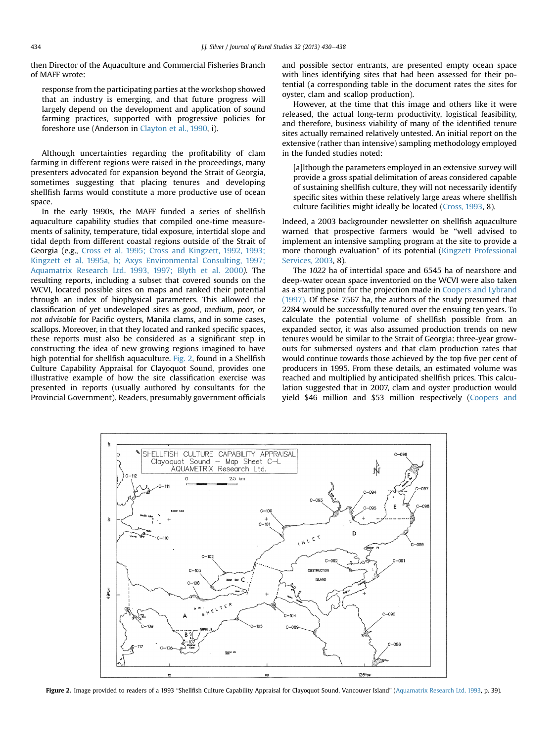then Director of the Aquaculture and Commercial Fisheries Branch of MAFF wrote:

> response from the participating parties at the workshop showed that an industry is emerging, and that future progress will largely depend on the development and application of sound farming practices, supported with progressive policies for foreshore use (Anderson in Clayton et al., 1990, i).

Although uncertainties regarding the profitability of clam farming in different regions were raised in the proceedings, many presenters advocated for expansion beyond the Strait of Georgia, sometimes suggesting that placing tenures and developing shellfish farms would constitute a more productive use of ocean space.

In the early 1990s, the MAFF funded a series of shellfish aquaculture capability studies that compiled one-time measurements of salinity, temperature, tidal exposure, intertidal slope and tidal depth from different coastal regions outside of the Strait of Georgia (e.g., Cross et al. 1995; Cross and Kingzett, 1992, 1993; Kingzett et al. 1995a, b; Axys Environmental Consulting, 1997; Aquamatrix Research Ltd. 1993, 1997; Blyth et al. 2000). The resulting reports, including a subset that covered sounds on the WCVI, located possible sites on maps and ranked their potential through an index of biophysical parameters. This allowed the classification of yet undeveloped sites as *good*, *medium*, *poor*, or *not advisable* for Pacific oysters, Manila clams, and in some cases, scallops. Moreover, in that they located and ranked specific spaces, these reports must also be considered as a significant step in constructing the idea of new growing regions imagined to have high potential for shellfish aquaculture. Fig. 2, found in a Shellfish Culture Capability Appraisal for Clayoquot Sound, provides one illustrative example of how the site classification exercise was presented in reports (usually authored by consultants for the Provincial Government). Readers, presumably government officials and possible sector entrants, are presented empty ocean space with lines identifying sites that had been assessed for their potential (a corresponding table in the document rates the sites for oyster, clam and scallop production).

However, at the time that this image and others like it were released, the actual long-term productivity, logistical feasibility, and therefore, business viability of many of the identified tenure sites actually remained relatively untested. An initial report on the extensive (rather than intensive) sampling methodology employed in the funded studies noted:

> [a]lthough the parameters employed in an extensive survey will provide a gross spatial delimitation of areas considered capable of sustaining shellfish culture, they will not necessarily identify specific sites within these relatively large areas where shellfish culture facilities might ideally be located (Cross, 1993, 8).

Indeed, a 2003 backgrounder newsletter on shellfish aquaculture warned that prospective farmers would be "well advised to implement an intensive sampling program at the site to provide a more thorough evaluation" of its potential (Kingzett Professional Services, 2003, 8).

The *1022* ha of intertidal space and 6545 ha of nearshore and deep-water ocean space inventoried on the WCVI were also taken as a starting point for the projection made in Coopers and Lybrand (1997). Of these 7567 ha, the authors of the study presumed that 2284 would be successfully tenured over the ensuing ten years. To calculate the potential volume of shellfish possible from an expanded sector, it was also assumed production trends on new tenures would be similar to the Strait of Georgia: three-year grow-outs for submersed oysters and that clam production rates that would continue towards those achieved by the top five per cent of producers in 1995. From these details, an estimated volume was reached and multiplied by anticipated shellfish prices. This calculation suggested that in 2007, clam and oyster production would yield $46 million and $53 million respectively (Coopers and

**Figure 2.** Image provided to readers of a 1993 "Shellfish Culture Capability Appraisal for Clayoquot Sound, Vancouver Island" (Aquamatrix Research Ltd. 1993, p. 39).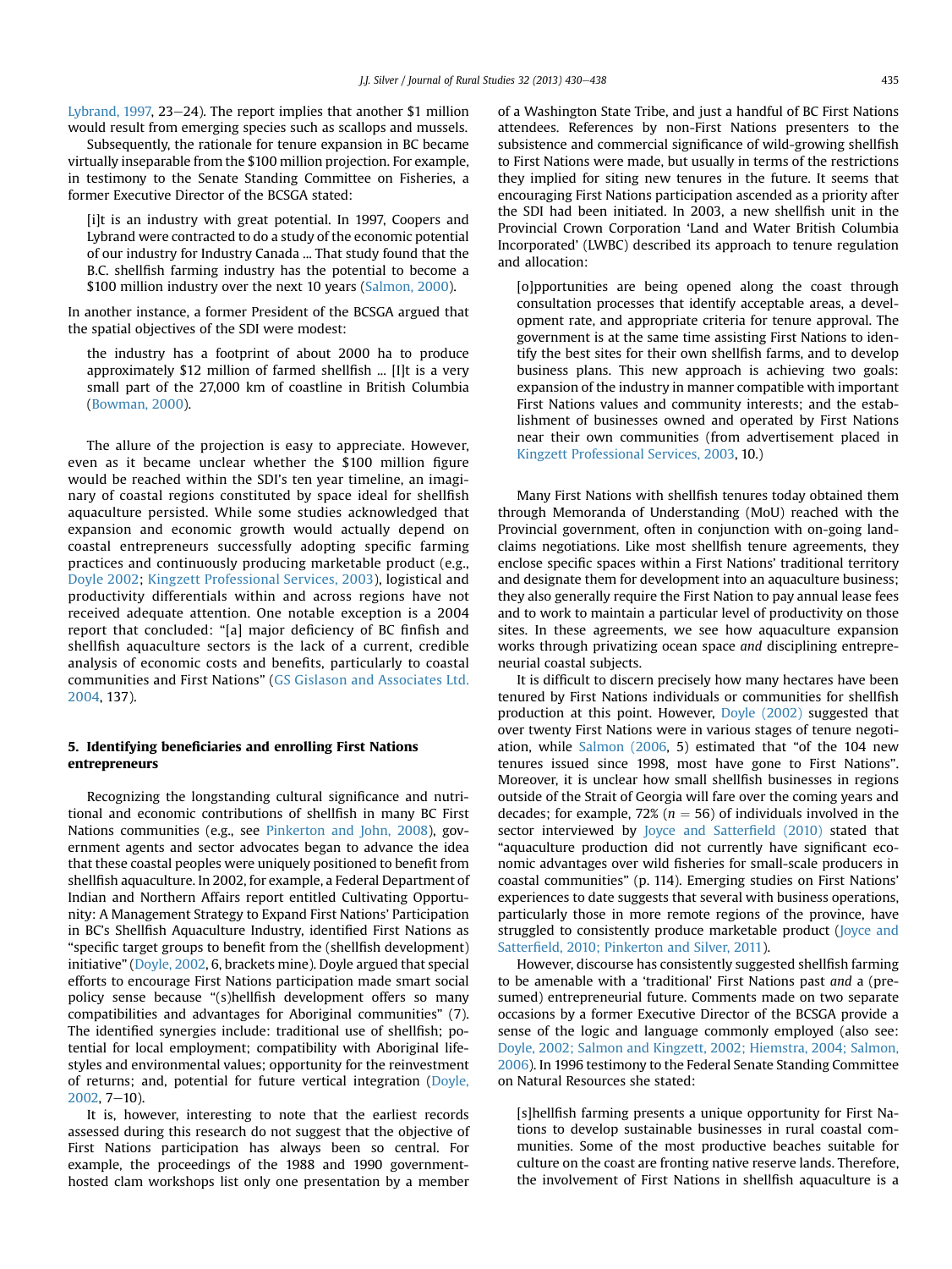Lybrand, 1997, 23–24). The report implies that another $1 million would result from emerging species such as scallops and mussels.

Subsequently, the rationale for tenure expansion in BC became virtually inseparable from the $100 million projection. For example, in testimony to the Senate Standing Committee on Fisheries, a former Executive Director of the BCSGA stated:

> [i]t is an industry with great potential. In 1997, Coopers and Lybrand were contracted to do a study of the economic potential of our industry for Industry Canada ... That study found that the B.C. shellfish farming industry has the potential to become a $100 million industry over the next 10 years (Salmon, 2000).

In another instance, a former President of the BCSGA argued that the spatial objectives of the SDI were modest:

> the industry has a footprint of about 2000 ha to produce approximately $12 million of farmed shellfish ... [I]t is a very small part of the 27,000 km of coastline in British Columbia (Bowman, 2000).

The allure of the projection is easy to appreciate. However, even as it became unclear whether the $100 million figure would be reached within the SDI's ten year timeline, an imaginary of coastal regions constituted by space ideal for shellfish aquaculture persisted. While some studies acknowledged that expansion and economic growth would actually depend on coastal entrepreneurs successfully adopting specific farming practices and continuously producing marketable product (e.g., Doyle 2002; Kingzett Professional Services, 2003), logistical and productivity differentials within and across regions have not received adequate attention. One notable exception is a 2004 report that concluded: "[a] major deficiency of BC finfish and shellfish aquaculture sectors is the lack of a current, credible analysis of economic costs and benefits, particularly to coastal communities and First Nations" (GS Gislason and Associates Ltd. 2004, 137).

## 5. Identifying beneficiaries and enrolling First Nations entrepreneurs

Recognizing the longstanding cultural significance and nutritional and economic contributions of shellfish in many BC First Nations communities (e.g., see Pinkerton and John, 2008), government agents and sector advocates began to advance the idea that these coastal peoples were uniquely positioned to benefit from shellfish aquaculture. In 2002, for example, a Federal Department of Indian and Northern Affairs report entitled Cultivating Opportunity: A Management Strategy to Expand First Nations' Participation in BC's Shellfish Aquaculture Industry, identified First Nations as "specific target groups to benefit from the (shellfish development) initiative" (Doyle, 2002, 6, brackets mine). Doyle argued that special efforts to encourage First Nations participation made smart social policy sense because "(s)hellfish development offers so many compatibilities and advantages for Aboriginal communities" (7). The identified synergies include: traditional use of shellfish; potential for local employment; compatibility with Aboriginal lifestyles and environmental values; opportunity for the reinvestment of returns; and, potential for future vertical integration (Doyle, 2002, 7–10).

It is, however, interesting to note that the earliest records assessed during this research do not suggest that the objective of First Nations participation has always been so central. For example, the proceedings of the 1988 and 1990 government-hosted clam workshops list only one presentation by a member of a Washington State Tribe, and just a handful of BC First Nations attendees. References by non-First Nations presenters to the subsistence and commercial significance of wild-growing shellfish to First Nations were made, but usually in terms of the restrictions they implied for siting new tenures in the future. It seems that encouraging First Nations participation ascended as a priority after the SDI had been initiated. In 2003, a new shellfish unit in the Provincial Crown Corporation 'Land and Water British Columbia Incorporated' (LWBC) described its approach to tenure regulation and allocation:

> [o]pportunities are being opened along the coast through consultation processes that identify acceptable areas, a development rate, and appropriate criteria for tenure approval. The government is at the same time assisting First Nations to identify the best sites for their own shellfish farms, and to develop business plans. This new approach is achieving two goals: expansion of the industry in manner compatible with important First Nations values and community interests; and the establishment of businesses owned and operated by First Nations near their own communities (from advertisement placed in Kingzett Professional Services, 2003, 10.)

Many First Nations with shellfish tenures today obtained them through Memoranda of Understanding (MoU) reached with the Provincial government, often in conjunction with on-going land-claims negotiations. Like most shellfish tenure agreements, they enclose specific spaces within a First Nations' traditional territory and designate them for development into an aquaculture business; they also generally require the First Nation to pay annual lease fees and to work to maintain a particular level of productivity on those sites. In these agreements, we see how aquaculture expansion works through privatizing ocean space *and* disciplining entrepreneurial coastal subjects.

It is difficult to discern precisely how many hectares have been tenured by First Nations individuals or communities for shellfish production at this point. However, Doyle (2002) suggested that over twenty First Nations were in various stages of tenure negotiation, while Salmon (2006, 5) estimated that "of the 104 new tenures issued since 1998, most have gone to First Nations". Moreover, it is unclear how small shellfish businesses in regions outside of the Strait of Georgia will fare over the coming years and decades; for example, 72% ($n = 56$) of individuals involved in the sector interviewed by Joyce and Satterfield (2010) stated that "aquaculture production did not currently have significant economic advantages over wild fisheries for small-scale producers in coastal communities" (p. 114). Emerging studies on First Nations' experiences to date suggests that several with business operations, particularly those in more remote regions of the province, have struggled to consistently produce marketable product (Joyce and Satterfield, 2010; Pinkerton and Silver, 2011).

However, discourse has consistently suggested shellfish farming to be amenable with a 'traditional' First Nations past *and* a (presumed) entrepreneurial future. Comments made on two separate occasions by a former Executive Director of the BCSGA provide a sense of the logic and language commonly employed (also see: Doyle, 2002; Salmon and Kingzett, 2002; Hiemstra, 2004; Salmon, 2006). In 1996 testimony to the Federal Senate Standing Committee on Natural Resources she stated:

> [s]hellfish farming presents a unique opportunity for First Nations to develop sustainable businesses in rural coastal communities. Some of the most productive beaches suitable for culture on the coast are fronting native reserve lands. Therefore, the involvement of First Nations in shellfish aquaculture is a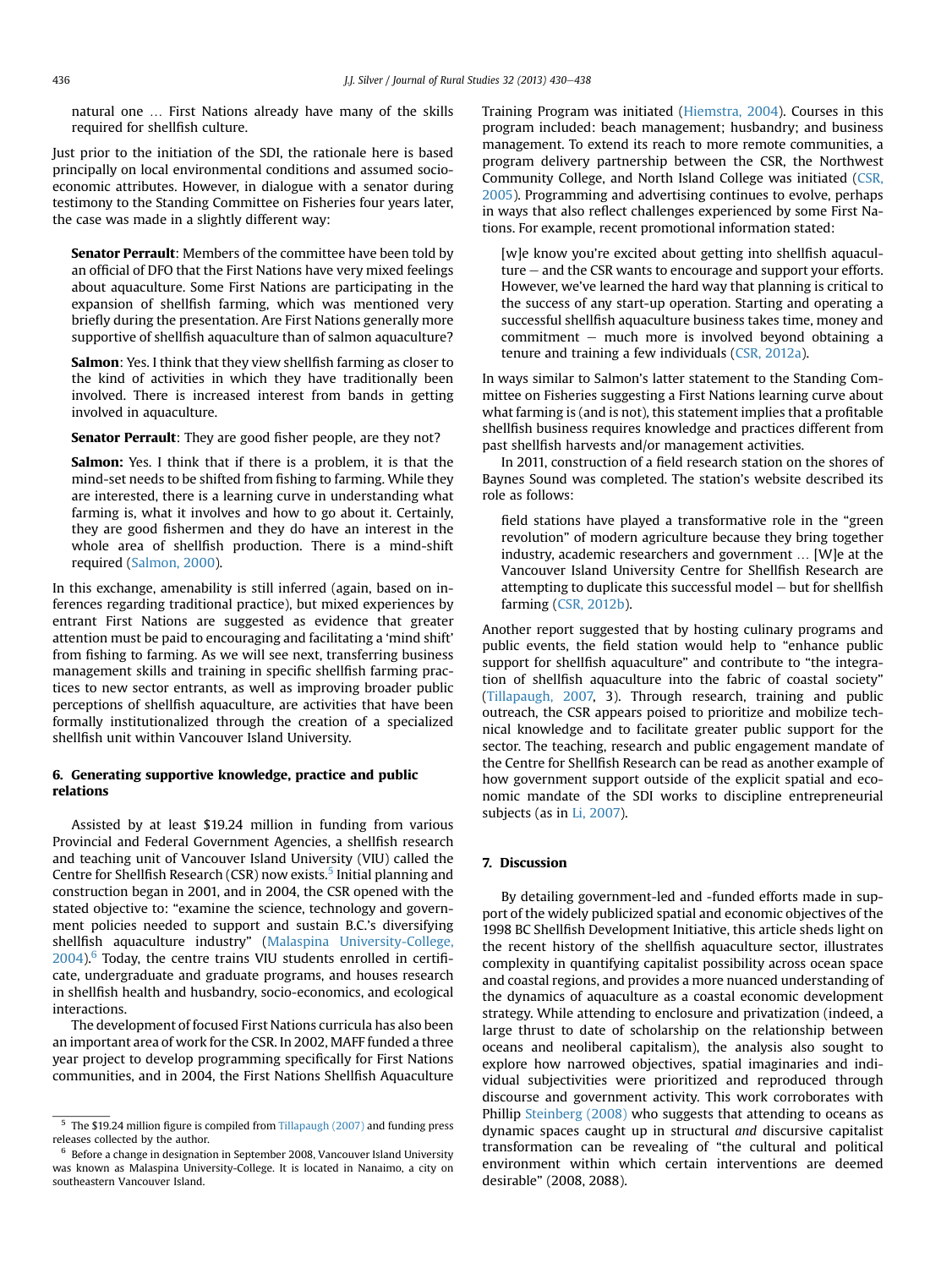natural one … First Nations already have many of the skills required for shellfish culture.

Just prior to the initiation of the SDI, the rationale here is based principally on local environmental conditions and assumed socio-economic attributes. However, in dialogue with a senator during testimony to the Standing Committee on Fisheries four years later, the case was made in a slightly different way:

> **Senator Perrault**: Members of the committee have been told by an official of DFO that the First Nations have very mixed feelings about aquaculture. Some First Nations are participating in the expansion of shellfish farming, which was mentioned very briefly during the presentation. Are First Nations generally more supportive of shellfish aquaculture than of salmon aquaculture?
>
> **Salmon**: Yes. I think that they view shellfish farming as closer to the kind of activities in which they have traditionally been involved. There is increased interest from bands in getting involved in aquaculture.
>
> **Senator Perrault**: They are good fisher people, are they not?
>
> **Salmon:** Yes. I think that if there is a problem, it is that the mind-set needs to be shifted from fishing to farming. While they are interested, there is a learning curve in understanding what farming is, what it involves and how to go about it. Certainly, they are good fishermen and they do have an interest in the whole area of shellfish production. There is a mind-shift required (Salmon, 2000).

In this exchange, amenability is still inferred (again, based on inferences regarding traditional practice), but mixed experiences by entrant First Nations are suggested as evidence that greater attention must be paid to encouraging and facilitating a 'mind shift' from fishing to farming. As we will see next, transferring business management skills and training in specific shellfish farming practices to new sector entrants, as well as improving broader public perceptions of shellfish aquaculture, are activities that have been formally institutionalized through the creation of a specialized shellfish unit within Vancouver Island University.

## 6. Generating supportive knowledge, practice and public relations

Assisted by at least \$19.24 million in funding from various Provincial and Federal Government Agencies, a shellfish research and teaching unit of Vancouver Island University (VIU) called the Centre for Shellfish Research (CSR) now exists.[5] Initial planning and construction began in 2001, and in 2004, the CSR opened with the stated objective to: "examine the science, technology and government policies needed to support and sustain B.C.'s diversifying shellfish aquaculture industry" (Malaspina University-College, 2004).[6] Today, the centre trains VIU students enrolled in certificate, undergraduate and graduate programs, and houses research in shellfish health and husbandry, socio-economics, and ecological interactions.

The development of focused First Nations curricula has also been an important area of work for the CSR. In 2002, MAFF funded a three year project to develop programming specifically for First Nations communities, and in 2004, the First Nations Shellfish Aquaculture Training Program was initiated (Hiemstra, 2004). Courses in this program included: beach management; husbandry; and business management. To extend its reach to more remote communities, a program delivery partnership between the CSR, the Northwest Community College, and North Island College was initiated (CSR, 2005). Programming and advertising continues to evolve, perhaps in ways that also reflect challenges experienced by some First Nations. For example, recent promotional information stated:

> [w]e know you're excited about getting into shellfish aquaculture – and the CSR wants to encourage and support your efforts. However, we've learned the hard way that planning is critical to the success of any start-up operation. Starting and operating a successful shellfish aquaculture business takes time, money and commitment – much more is involved beyond obtaining a tenure and training a few individuals (CSR, 2012a).

In ways similar to Salmon's latter statement to the Standing Committee on Fisheries suggesting a First Nations learning curve about what farming is (and is not), this statement implies that a profitable shellfish business requires knowledge and practices different from past shellfish harvests and/or management activities.

In 2011, construction of a field research station on the shores of Baynes Sound was completed. The station's website described its role as follows:

> field stations have played a transformative role in the "green revolution" of modern agriculture because they bring together industry, academic researchers and government … [W]e at the Vancouver Island University Centre for Shellfish Research are attempting to duplicate this successful model – but for shellfish farming (CSR, 2012b).

Another report suggested that by hosting culinary programs and public events, the field station would help to "enhance public support for shellfish aquaculture" and contribute to "the integration of shellfish aquaculture into the fabric of coastal society" (Tillapaugh, 2007, 3). Through research, training and public outreach, the CSR appears poised to prioritize and mobilize technical knowledge and to facilitate greater public support for the sector. The teaching, research and public engagement mandate of the Centre for Shellfish Research can be read as another example of how government support outside of the explicit spatial and economic mandate of the SDI works to discipline entrepreneurial subjects (as in Li, 2007).

## 7. Discussion

By detailing government-led and -funded efforts made in support of the widely publicized spatial and economic objectives of the 1998 BC Shellfish Development Initiative, this article sheds light on the recent history of the shellfish aquaculture sector, illustrates complexity in quantifying capitalist possibility across ocean space and coastal regions, and provides a more nuanced understanding of the dynamics of aquaculture as a coastal economic development strategy. While attending to enclosure and privatization (indeed, a large thrust to date of scholarship on the relationship between oceans and neoliberal capitalism), the analysis also sought to explore how narrowed objectives, spatial imaginaries and individual subjectivities were prioritized and reproduced through discourse and government activity. This work corroborates with Phillip Steinberg (2008) who suggests that attending to oceans as dynamic spaces caught up in structural *and* discursive capitalist transformation can be revealing of "the cultural and political environment within which certain interventions are deemed desirable" (2008, 2088).

---

[5] The \$19.24 million figure is compiled from Tillapaugh (2007) and funding press releases collected by the author.

[6] Before a change in designation in September 2008, Vancouver Island University was known as Malaspina University-College. It is located in Nanaimo, a city on southeastern Vancouver Island.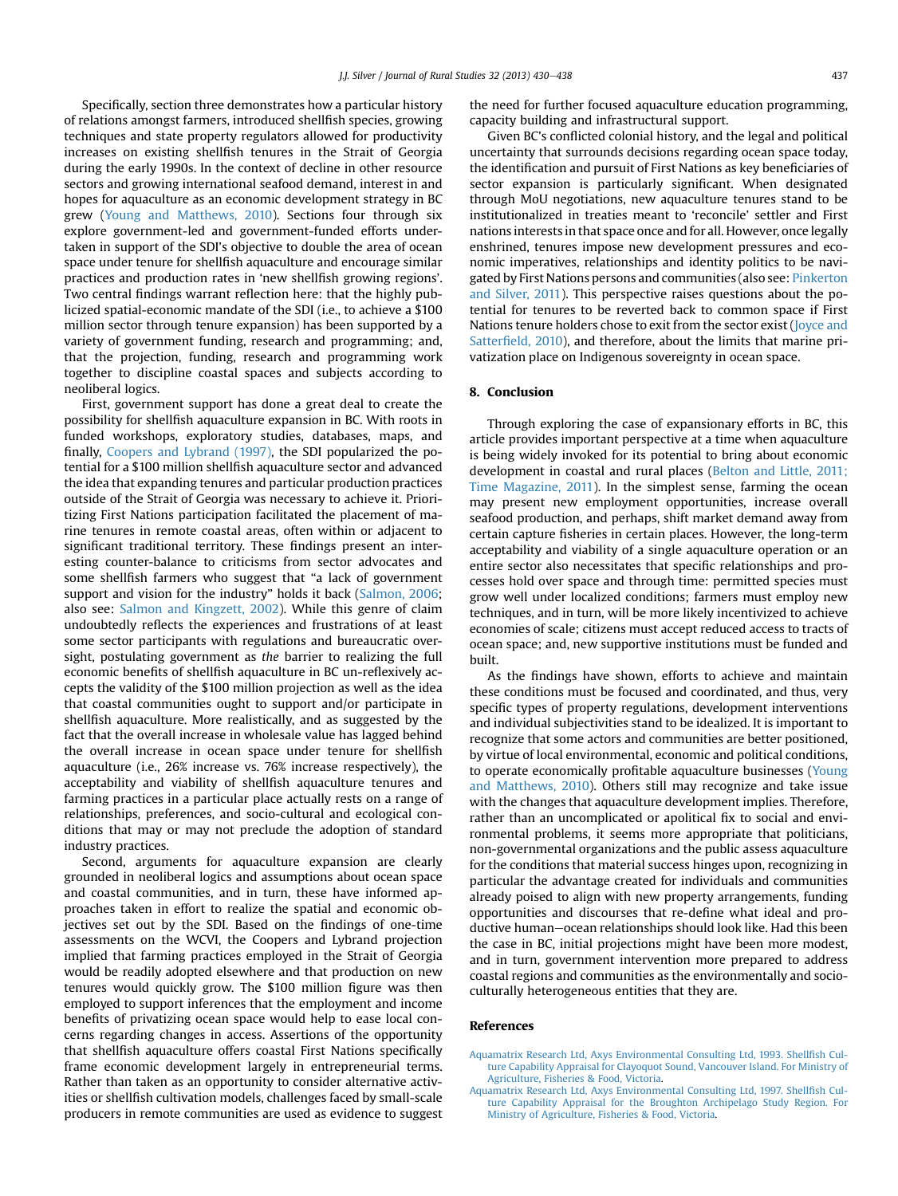Specifically, section three demonstrates how a particular history of relations amongst farmers, introduced shellfish species, growing techniques and state property regulators allowed for productivity increases on existing shellfish tenures in the Strait of Georgia during the early 1990s. In the context of decline in other resource sectors and growing international seafood demand, interest in and hopes for aquaculture as an economic development strategy in BC grew (Young and Matthews, 2010). Sections four through six explore government-led and government-funded efforts undertaken in support of the SDI's objective to double the area of ocean space under tenure for shellfish aquaculture and encourage similar practices and production rates in 'new shellfish growing regions'. Two central findings warrant reflection here: that the highly publicized spatial-economic mandate of the SDI (i.e., to achieve a $100 million sector through tenure expansion) has been supported by a variety of government funding, research and programming; and, that the projection, funding, research and programming work together to discipline coastal spaces and subjects according to neoliberal logics.

First, government support has done a great deal to create the possibility for shellfish aquaculture expansion in BC. With roots in funded workshops, exploratory studies, databases, maps, and finally, Coopers and Lybrand (1997), the SDI popularized the potential for a $100 million shellfish aquaculture sector and advanced the idea that expanding tenures and particular production practices outside of the Strait of Georgia was necessary to achieve it. Prioritizing First Nations participation facilitated the placement of marine tenures in remote coastal areas, often within or adjacent to significant traditional territory. These findings present an interesting counter-balance to criticisms from sector advocates and some shellfish farmers who suggest that "a lack of government support and vision for the industry" holds it back (Salmon, 2006; also see: Salmon and Kingzett, 2002). While this genre of claim undoubtedly reflects the experiences and frustrations of at least some sector participants with regulations and bureaucratic oversight, postulating government as *the* barrier to realizing the full economic benefits of shellfish aquaculture in BC un-reflexively accepts the validity of the $100 million projection as well as the idea that coastal communities ought to support and/or participate in shellfish aquaculture. More realistically, and as suggested by the fact that the overall increase in wholesale value has lagged behind the overall increase in ocean space under tenure for shellfish aquaculture (i.e., 26% increase vs. 76% increase respectively), the acceptability and viability of shellfish aquaculture tenures and farming practices in a particular place actually rests on a range of relationships, preferences, and socio-cultural and ecological conditions that may or may not preclude the adoption of standard industry practices.

Second, arguments for aquaculture expansion are clearly grounded in neoliberal logics and assumptions about ocean space and coastal communities, and in turn, these have informed approaches taken in effort to realize the spatial and economic objectives set out by the SDI. Based on the findings of one-time assessments on the WCVI, the Coopers and Lybrand projection implied that farming practices employed in the Strait of Georgia would be readily adopted elsewhere and that production on new tenures would quickly grow. The $100 million figure was then employed to support inferences that the employment and income benefits of privatizing ocean space would help to ease local concerns regarding changes in access. Assertions of the opportunity that shellfish aquaculture offers coastal First Nations specifically frame economic development largely in entrepreneurial terms. Rather than taken as an opportunity to consider alternative activities or shellfish cultivation models, challenges faced by small-scale producers in remote communities are used as evidence to suggest the need for further focused aquaculture education programming, capacity building and infrastructural support.

Given BC's conflicted colonial history, and the legal and political uncertainty that surrounds decisions regarding ocean space today, the identification and pursuit of First Nations as key beneficiaries of sector expansion is particularly significant. When designated through MoU negotiations, new aquaculture tenures stand to be institutionalized in treaties meant to 'reconcile' settler and First nations interests in that space once and for all. However, once legally enshrined, tenures impose new development pressures and economic imperatives, relationships and identity politics to be navigated by First Nations persons and communities (also see: Pinkerton and Silver, 2011). This perspective raises questions about the potential for tenures to be reverted back to common space if First Nations tenure holders chose to exit from the sector exist (Joyce and Satterfield, 2010), and therefore, about the limits that marine privatization place on Indigenous sovereignty in ocean space.

## 8. Conclusion

Through exploring the case of expansionary efforts in BC, this article provides important perspective at a time when aquaculture is being widely invoked for its potential to bring about economic development in coastal and rural places (Belton and Little, 2011; Time Magazine, 2011). In the simplest sense, farming the ocean may present new employment opportunities, increase overall seafood production, and perhaps, shift market demand away from certain capture fisheries in certain places. However, the long-term acceptability and viability of a single aquaculture operation or an entire sector also necessitates that specific relationships and processes hold over space and through time: permitted species must grow well under localized conditions; farmers must employ new techniques, and in turn, will be more likely incentivized to achieve economies of scale; citizens must accept reduced access to tracts of ocean space; and, new supportive institutions must be funded and built.

As the findings have shown, efforts to achieve and maintain these conditions must be focused and coordinated, and thus, very specific types of property regulations, development interventions and individual subjectivities stand to be idealized. It is important to recognize that some actors and communities are better positioned, by virtue of local environmental, economic and political conditions, to operate economically profitable aquaculture businesses (Young and Matthews, 2010). Others still may recognize and take issue with the changes that aquaculture development implies. Therefore, rather than an uncomplicated or apolitical fix to social and environmental problems, it seems more appropriate that politicians, non-governmental organizations and the public assess aquaculture for the conditions that material success hinges upon, recognizing in particular the advantage created for individuals and communities already poised to align with new property arrangements, funding opportunities and discourses that re-define what ideal and productive human–ocean relationships should look like. Had this been the case in BC, initial projections might have been more modest, and in turn, government intervention more prepared to address coastal regions and communities as the environmentally and socio-culturally heterogeneous entities that they are.

## References

Aquamatrix Research Ltd, Axys Environmental Consulting Ltd, 1993. Shellfish Culture Capability Appraisal for Clayoquot Sound, Vancouver Island. For Ministry of Agriculture, Fisheries & Food, Victoria.

Aquamatrix Research Ltd, Axys Environmental Consulting Ltd, 1997. Shellfish Culture Capability Appraisal for the Broughton Archipelago Study Region. For Ministry of Agriculture, Fisheries & Food, Victoria.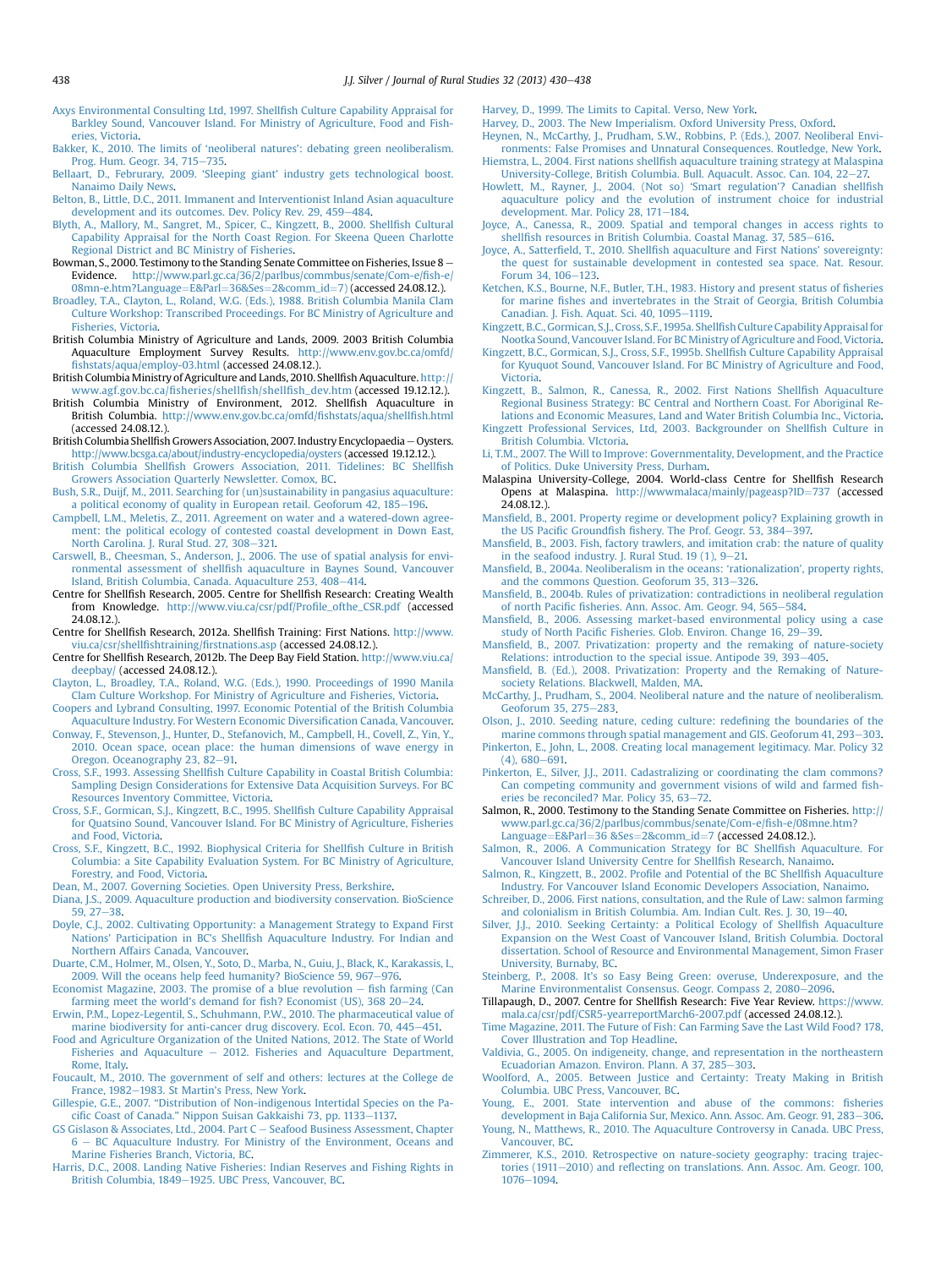Axys Environmental Consulting Ltd, 1997. Shellfish Culture Capability Appraisal for Barkley Sound, Vancouver Island. For Ministry of Agriculture, Food and Fisheries, Victoria.

Bakker, K., 2010. The limits of 'neoliberal natures': debating green neoliberalism. Prog. Hum. Geogr. 34, 715–735.

Bellaart, D., Februrary, 2009. 'Sleeping giant' industry gets technological boost. Nanaimo Daily News.

Belton, B., Little, D.C., 2011. Immanent and Interventionist Inland Asian aquaculture development and its outcomes. Dev. Policy Rev. 29, 459–484.

Blyth, A., Mallory, M., Sangret, M., Spicer, C., Kingzett, B., 2000. Shellfish Cultural Capability Appraisal for the North Coast Region. For Skeena Queen Charlotte Regional District and BC Ministry of Fisheries.

Bowman, S., 2000. Testimony to the Standing Senate Committee on Fisheries, Issue 8 – Evidence. http://www.parl.gc.ca/36/2/parlbus/commbus/senate/Com-e/fish-e/08mn-e.htm?Language=E&Parl=36&Ses=2&comm_id=7) (accessed 24.08.12.).

Broadley, T.A., Clayton, L., Roland, W.G. (Eds.), 1988. British Columbia Manila Clam Culture Workshop: Transcribed Proceedings. For BC Ministry of Agriculture and Fisheries, Victoria.

British Columbia Ministry of Agriculture and Lands, 2009. 2003 British Columbia Aquaculture Employment Survey Results. http://www.env.gov.bc.ca/omfd/fishstats/aqua/employ-03.html (accessed 24.08.12.).

British Columbia Ministry of Agriculture and Lands, 2010. Shellfish Aquaculture. http://www.agf.gov.bc.ca/fisheries/shellfish/shellfish_dev.htm (accessed 19.12.12.).

British Columbia Ministry of Environment, 2012. Shellfish Aquaculture in British Columbia. http://www.env.gov.bc.ca/omfd/fishstats/aqua/shellfish.html (accessed 24.08.12.).

British Columbia Shellfish Growers Association, 2007. Industry Encyclopaedia – Oysters. http://www.bcsga.ca/about/industry-encyclopedia/oysters (accessed 19.12.12.).

British Columbia Shellfish Growers Association, 2011. Tidelines: BC Shellfish Growers Association Quarterly Newsletter. Comox, BC.

Bush, S.R., Duijf, M., 2011. Searching for (un)sustainability in pangasius aquaculture: a political economy of quality in European retail. Geoforum 42, 185–196.

Campbell, L.M., Meletis, Z., 2011. Agreement on water and a watered-down agreement: the political ecology of contested coastal development in Down East, North Carolina. J. Rural Stud. 27, 308–321.

Carswell, B., Cheesman, S., Anderson, J., 2006. The use of spatial analysis for environmental assessment of shellfish aquaculture in Baynes Sound, Vancouver Island, British Columbia, Canada. Aquaculture 253, 408–414.

Centre for Shellfish Research, 2005. Centre for Shellfish Research: Creating Wealth from Knowledge. http://www.viu.ca/csr/pdf/Profile_ofthe_CSR.pdf (accessed 24.08.12.).

Centre for Shellfish Research, 2012a. Shellfish Training: First Nations. http://www.viu.ca/csr/shellfishtraining/firstnations.asp (accessed 24.08.12.).

Centre for Shellfish Research, 2012b. The Deep Bay Field Station. http://www.viu.ca/deepbay/ (accessed 24.08.12.).

Clayton, L., Broadley, T.A., Roland, W.G. (Eds.), 1990. Proceedings of 1990 Manila Clam Culture Workshop. For Ministry of Agriculture and Fisheries, Victoria.

Coopers and Lybrand Consulting, 1997. Economic Potential of the British Columbia Aquaculture Industry. For Western Economic Diversification Canada, Vancouver.

Conway, F., Stevenson, J., Hunter, D., Stefanovich, M., Campbell, H., Covell, Z., Yin, Y., 2010. Ocean space, ocean place: the human dimensions of wave energy in Oregon. Oceanography 23, 82–91.

Cross, S.F., 1993. Assessing Shellfish Culture Capability in Coastal British Columbia: Sampling Design Considerations for Extensive Data Acquisition Surveys. For BC Resources Inventory Committee, Victoria.

Cross, S.F., Gormican, S.J., Kingzett, B.C., 1995. Shellfish Culture Capability Appraisal for Quatsino Sound, Vancouver Island. For BC Ministry of Agriculture, Fisheries and Food, Victoria.

Cross, S.F., Kingzett, B.C., 1992. Biophysical Criteria for Shellfish Culture in British Columbia: a Site Capability Evaluation System. For BC Ministry of Agriculture, Forestry, and Food, Victoria.

Dean, M., 2007. Governing Societies. Open University Press, Berkshire.

Diana, J.S., 2009. Aquaculture production and biodiversity conservation. BioScience 59, 27–38.

Doyle, C.J., 2002. Cultivating Opportunity: a Management Strategy to Expand First Nations' Participation in BC's Shellfish Aquaculture Industry. For Indian and Northern Affairs Canada, Vancouver.

Duarte, C.M., Holmer, M., Olsen, Y., Soto, D., Marba, N., Guiu, J., Black, K., Karakassis, I., 2009. Will the oceans help feed humanity? BioScience 59, 967–976.

Economist Magazine, 2003. The promise of a blue revolution – fish farming (Can farming meet the world's demand for fish? Economist (US), 368 20–24.

Erwin, P.M., Lopez-Legentil, S., Schuhmann, P.W., 2010. The pharmaceutical value of marine biodiversity for anti-cancer drug discovery. Ecol. Econ. 70, 445–451.

Food and Agriculture Organization of the United Nations, 2012. The State of World Fisheries and Aquaculture – 2012. Fisheries and Aquaculture Department, Rome, Italy.

Foucault, M., 2010. The government of self and others: lectures at the College de France, 1982–1983. St Martin's Press, New York.

Gillespie, G.E., 2007. "Distribution of Non-indigenous Intertidal Species on the Pacific Coast of Canada." Nippon Suisan Gakkaishi 73, pp. 1133–1137.

GS Gislason & Associates, Ltd., 2004. Part C – Seafood Business Assessment, Chapter 6 – BC Aquaculture Industry. For Ministry of the Environment, Oceans and Marine Fisheries Branch, Victoria, BC.

Harris, D.C., 2008. Landing Native Fisheries: Indian Reserves and Fishing Rights in British Columbia, 1849–1925. UBC Press, Vancouver, BC.

Harvey, D., 1999. The Limits to Capital. Verso, New York.

Harvey, D., 2003. The New Imperialism. Oxford University Press, Oxford.

Heynen, N., McCarthy, J., Prudham, S.W., Robbins, P. (Eds.), 2007. Neoliberal Environments: False Promises and Unnatural Consequences. Routledge, New York.

Hiemstra, L., 2004. First nations shellfish aquaculture training strategy at Malaspina University-College, British Columbia. Bull. Aquacult. Assoc. Can. 104, 22–27.

Howlett, M., Rayner, J., 2004. (Not so) 'Smart regulation'? Canadian shellfish aquaculture policy and the evolution of instrument choice for industrial development. Mar. Policy 28, 171–184.

Joyce, A., Canessa, R., 2009. Spatial and temporal changes in access rights to shellfish resources in British Columbia. Coastal Manag. 37, 585–616.

Joyce, A., Satterfield, T., 2010. Shellfish aquaculture and First Nations' sovereignty: the quest for sustainable development in contested sea space. Nat. Resour. Forum 34, 106–123.

Ketchen, K.S., Bourne, N.F., Butler, T.H., 1983. History and present status of fisheries for marine fishes and invertebrates in the Strait of Georgia, British Columbia Canadian. J. Fish. Aquat. Sci. 40, 1095–1119.

Kingzett, B.C., Gormican, S.J., Cross, S.F., 1995a. Shellfish Culture Capability Appraisal for Nootka Sound, Vancouver Island. For BC Ministry of Agriculture and Food, Victoria.

Kingzett, B.C., Gormican, S.J., Cross, S.F., 1995b. Shellfish Culture Capability Appraisal for Kyuquot Sound, Vancouver Island. For BC Ministry of Agriculture and Food, Victoria.

Kingzett, B., Salmon, R., Canessa, R., 2002. First Nations Shellfish Aquaculture Regional Business Strategy: BC Central and Northern Coast. For Aboriginal Relations and Economic Measures, Land and Water British Columbia Inc., Victoria.

Kingzett Professional Services, Ltd, 2003. Backgrounder on Shellfish Culture in British Columbia. VIctoria.

Li, T.M., 2007. The Will to Improve: Governmentality, Development, and the Practice of Politics. Duke University Press, Durham.

Malaspina University-College, 2004. World-class Centre for Shellfish Research Opens at Malaspina. http://wwwmalaca/mainly/pageasp?ID=737 (accessed 24.08.12.).

Mansfield, B., 2001. Property regime or development policy? Explaining growth in the US Pacific Groundfish fishery. The Prof. Geogr. 53, 384–397.

Mansfield, B., 2003. Fish, factory trawlers, and imitation crab: the nature of quality in the seafood industry. J. Rural Stud. 19 (1), 9–21.

Mansfield, B., 2004a. Neoliberalism in the oceans: 'rationalization', property rights, and the commons Question. Geoforum 35, 313–326.

Mansfield, B., 2004b. Rules of privatization: contradictions in neoliberal regulation of north Pacific fisheries. Ann. Assoc. Am. Geogr. 94, 565–584.

Mansfield, B., 2006. Assessing market-based environmental policy using a case study of North Pacific Fisheries. Glob. Environ. Change 16, 29–39.

Mansfield, B., 2007. Privatization: property and the remaking of nature-society Relations: introduction to the special issue. Antipode 39, 393–405.

Mansfield, B. (Ed.), 2008. Privatization: Property and the Remaking of Nature-society Relations. Blackwell, Malden, MA.

McCarthy, J., Prudham, S., 2004. Neoliberal nature and the nature of neoliberalism. Geoforum 35, 275–283.

Olson, J., 2010. Seeding nature, ceding culture: redefining the boundaries of the marine commons through spatial management and GIS. Geoforum 41, 293–303.

Pinkerton, E., John, L., 2008. Creating local management legitimacy. Mar. Policy 32 (4), 680–691.

Pinkerton, E., Silver, J.J., 2011. Cadastralizing or coordinating the clam commons? Can competing community and government visions of wild and farmed fisheries be reconciled? Mar. Policy 35, 63–72.

Salmon, R., 2000. Testimony to the Standing Senate Committee on Fisheries. http://www.parl.gc.ca/36/2/parlbus/commbus/senate/Com-e/fish-e/08mne.htm?Language=E&Parl=36 &Ses=2&comm_id=7 (accessed 24.08.12.).

Salmon, R., 2006. A Communication Strategy for BC Shellfish Aquaculture. For Vancouver Island University Centre for Shellfish Research, Nanaimo.

Salmon, R., Kingzett, B., 2002. Profile and Potential of the BC Shellfish Aquaculture Industry. For Vancouver Island Economic Developers Association, Nanaimo.

Schreiber, D., 2006. First nations, consultation, and the Rule of Law: salmon farming and colonialism in British Columbia. Am. Indian Cult. Res. J. 30, 19–40.

Silver, J.J., 2010. Seeking Certainty: a Political Ecology of Shellfish Aquaculture Expansion on the West Coast of Vancouver Island, British Columbia. Doctoral dissertation. School of Resource and Environmental Management, Simon Fraser University, Burnaby, BC.

Steinberg, P., 2008. It's so Easy Being Green: overuse, Underexposure, and the Marine Environmentalist Consensus. Geogr. Compass 2, 2080–2096.

Tillapaugh, D., 2007. Centre for Shellfish Research: Five Year Review. https://www.mala.ca/csr/pdf/CSR5-yearreportMarch6-2007.pdf (accessed 24.08.12.).

Time Magazine, 2011. The Future of Fish: Can Farming Save the Last Wild Food? 178, Cover Illustration and Top Headline.

Valdivia, G., 2005. On indigeneity, change, and representation in the northeastern Ecuadorian Amazon. Environ. Plann. A 37, 285–303.

Woolford, A., 2005. Between Justice and Certainty: Treaty Making in British Columbia. UBC Press, Vancouver, BC.

Young, E., 2001. State intervention and abuse of the commons: fisheries development in Baja California Sur, Mexico. Ann. Assoc. Am. Geogr. 91, 283–306.

Young, N., Matthews, R., 2010. The Aquaculture Controversy in Canada. UBC Press, Vancouver, BC.

Zimmerer, K.S., 2010. Retrospective on nature-society geography: tracing trajectories (1911–2010) and reflecting on translations. Ann. Assoc. Am. Geogr. 100, 1076–1094.